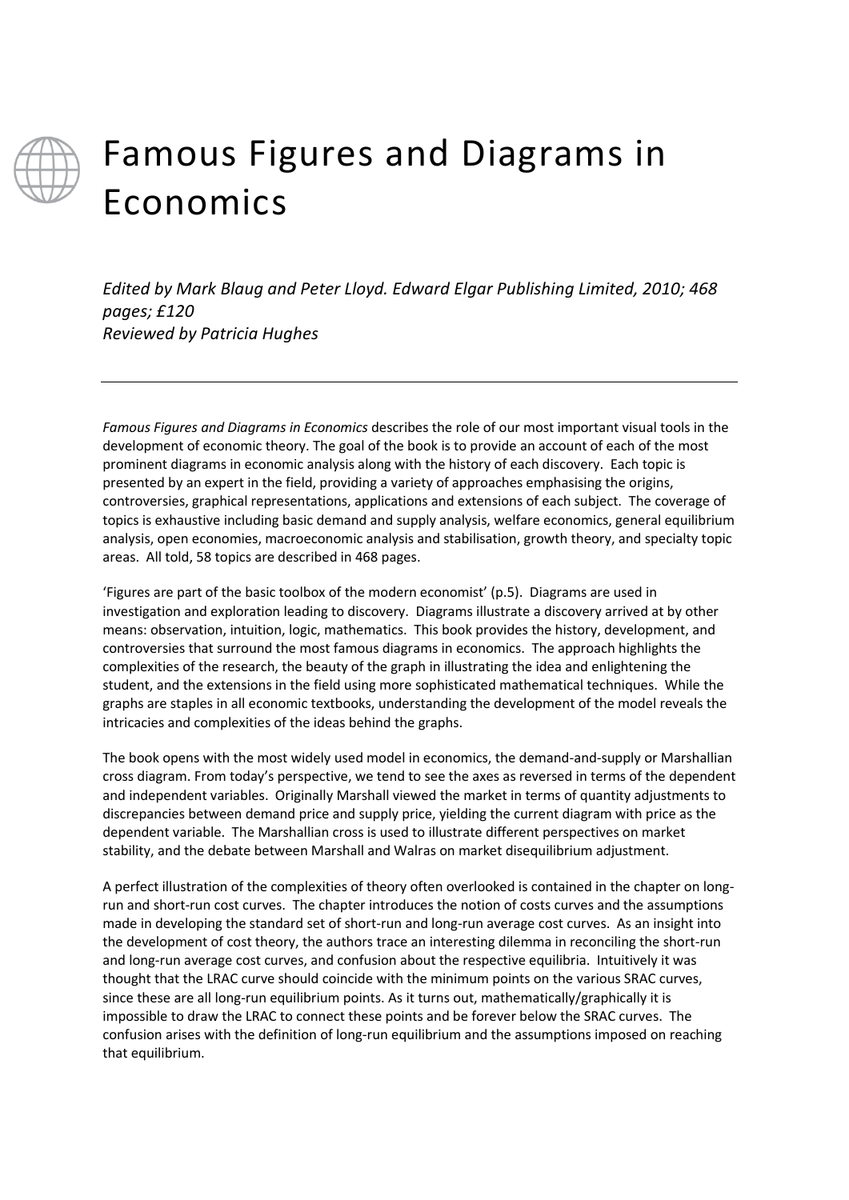# Famous Figures and Diagrams in Economics

*Edited by Mark Blaug and Peter Lloyd. Edward Elgar Publishing Limited, 2010; 468 pages; £120*
*Reviewed by Patricia Hughes*

---

*Famous Figures and Diagrams in Economics* describes the role of our most important visual tools in the development of economic theory. The goal of the book is to provide an account of each of the most prominent diagrams in economic analysis along with the history of each discovery. Each topic is presented by an expert in the field, providing a variety of approaches emphasising the origins, controversies, graphical representations, applications and extensions of each subject. The coverage of topics is exhaustive including basic demand and supply analysis, welfare economics, general equilibrium analysis, open economies, macroeconomic analysis and stabilisation, growth theory, and specialty topic areas. All told, 58 topics are described in 468 pages.

'Figures are part of the basic toolbox of the modern economist' (p.5). Diagrams are used in investigation and exploration leading to discovery. Diagrams illustrate a discovery arrived at by other means: observation, intuition, logic, mathematics. This book provides the history, development, and controversies that surround the most famous diagrams in economics. The approach highlights the complexities of the research, the beauty of the graph in illustrating the idea and enlightening the student, and the extensions in the field using more sophisticated mathematical techniques. While the graphs are staples in all economic textbooks, understanding the development of the model reveals the intricacies and complexities of the ideas behind the graphs.

The book opens with the most widely used model in economics, the demand-and-supply or Marshallian cross diagram. From today's perspective, we tend to see the axes as reversed in terms of the dependent and independent variables. Originally Marshall viewed the market in terms of quantity adjustments to discrepancies between demand price and supply price, yielding the current diagram with price as the dependent variable. The Marshallian cross is used to illustrate different perspectives on market stability, and the debate between Marshall and Walras on market disequilibrium adjustment.

A perfect illustration of the complexities of theory often overlooked is contained in the chapter on long-run and short-run cost curves. The chapter introduces the notion of costs curves and the assumptions made in developing the standard set of short-run and long-run average cost curves. As an insight into the development of cost theory, the authors trace an interesting dilemma in reconciling the short-run and long-run average cost curves, and confusion about the respective equilibria. Intuitively it was thought that the LRAC curve should coincide with the minimum points on the various SRAC curves, since these are all long-run equilibrium points. As it turns out, mathematically/graphically it is impossible to draw the LRAC to connect these points and be forever below the SRAC curves. The confusion arises with the definition of long-run equilibrium and the assumptions imposed on reaching that equilibrium.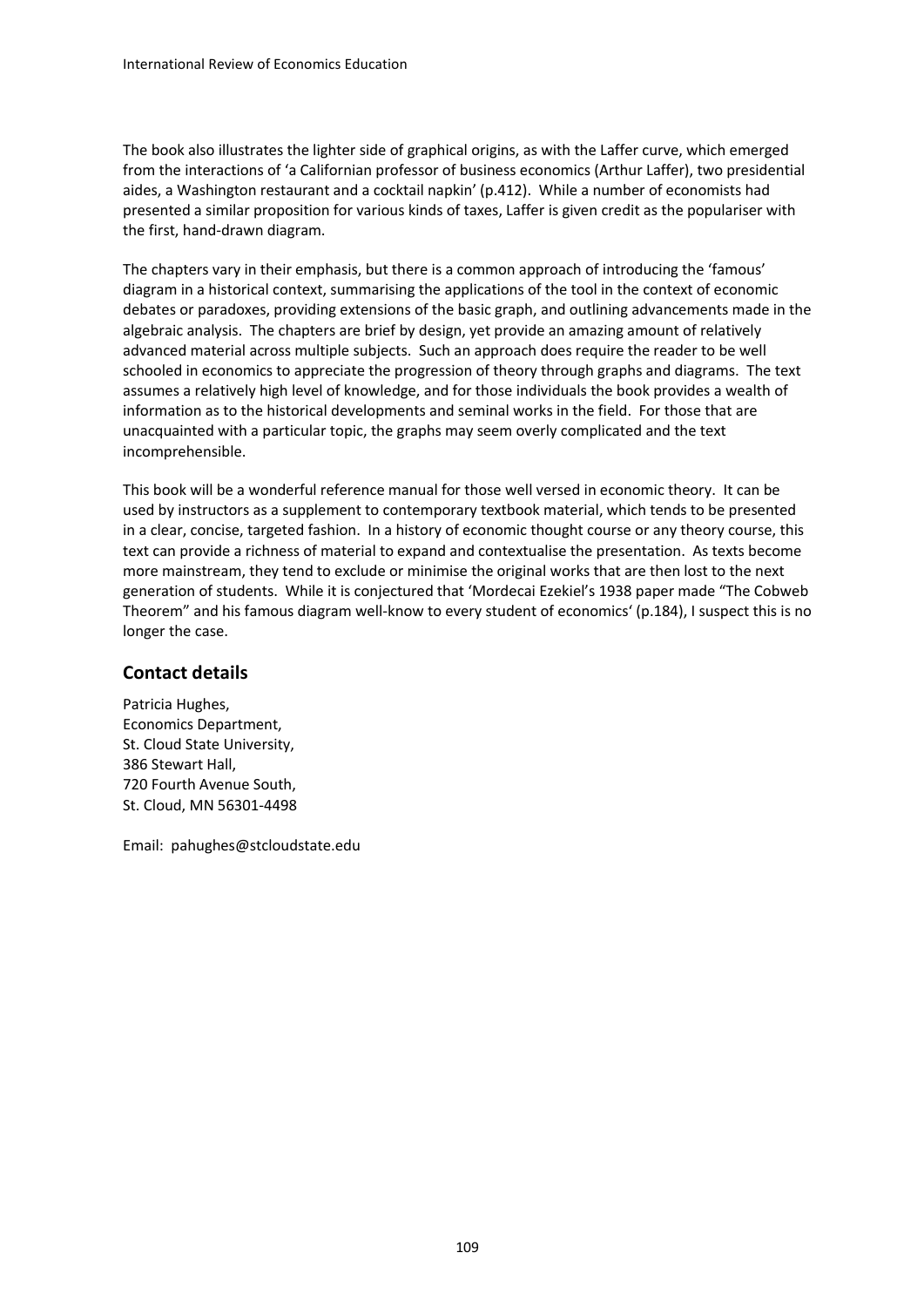The book also illustrates the lighter side of graphical origins, as with the Laffer curve, which emerged from the interactions of 'a Californian professor of business economics (Arthur Laffer), two presidential aides, a Washington restaurant and a cocktail napkin' (p.412). While a number of economists had presented a similar proposition for various kinds of taxes, Laffer is given credit as the populariser with the first, hand-drawn diagram.

The chapters vary in their emphasis, but there is a common approach of introducing the 'famous' diagram in a historical context, summarising the applications of the tool in the context of economic debates or paradoxes, providing extensions of the basic graph, and outlining advancements made in the algebraic analysis. The chapters are brief by design, yet provide an amazing amount of relatively advanced material across multiple subjects. Such an approach does require the reader to be well schooled in economics to appreciate the progression of theory through graphs and diagrams. The text assumes a relatively high level of knowledge, and for those individuals the book provides a wealth of information as to the historical developments and seminal works in the field. For those that are unacquainted with a particular topic, the graphs may seem overly complicated and the text incomprehensible.

This book will be a wonderful reference manual for those well versed in economic theory. It can be used by instructors as a supplement to contemporary textbook material, which tends to be presented in a clear, concise, targeted fashion. In a history of economic thought course or any theory course, this text can provide a richness of material to expand and contextualise the presentation. As texts become more mainstream, they tend to exclude or minimise the original works that are then lost to the next generation of students. While it is conjectured that 'Mordecai Ezekiel's 1938 paper made "The Cobweb Theorem" and his famous diagram well-know to every student of economics' (p.184), I suspect this is no longer the case.

## Contact details

Patricia Hughes,
Economics Department,
St. Cloud State University,
386 Stewart Hall,
720 Fourth Avenue South,
St. Cloud, MN 56301-4498

Email: pahughes@stcloudstate.edu